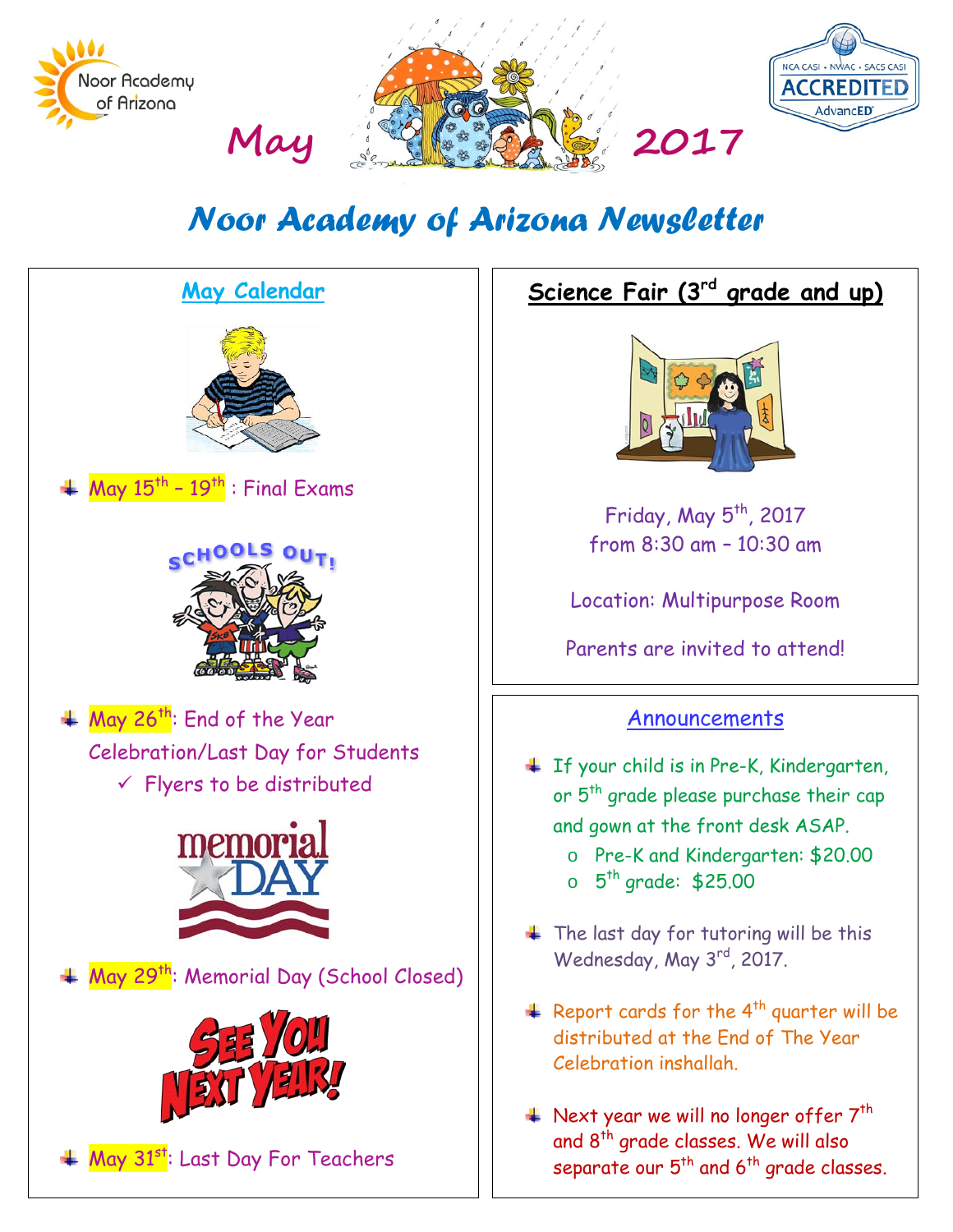Noor Academy of Arizona

May 2017

ACCREDITED
NCA CASI • NWAC • SACS CASI
AdvancED

# Noor Academy of Arizona Newsletter

## May Calendar

- May 15th – 19th : Final Exams
- May 26th: End of the Year Celebration/Last Day for Students
  - ✓ Flyers to be distributed
- May 29th: Memorial Day (School Closed)
- May 31st: Last Day For Teachers

## Science Fair (3rd grade and up)

Friday, May 5th, 2017
from 8:30 am – 10:30 am

Location: Multipurpose Room

Parents are invited to attend!

## Announcements

- If your child is in Pre-K, Kindergarten, or 5th grade please purchase their cap and gown at the front desk ASAP.
  - Pre-K and Kindergarten: $20.00
  - 5th grade: $25.00
- The last day for tutoring will be this Wednesday, May 3rd, 2017.
- Report cards for the 4th quarter will be distributed at the End of The Year Celebration inshallah.
- Next year we will no longer offer 7th and 8th grade classes. We will also separate our 5th and 6th grade classes.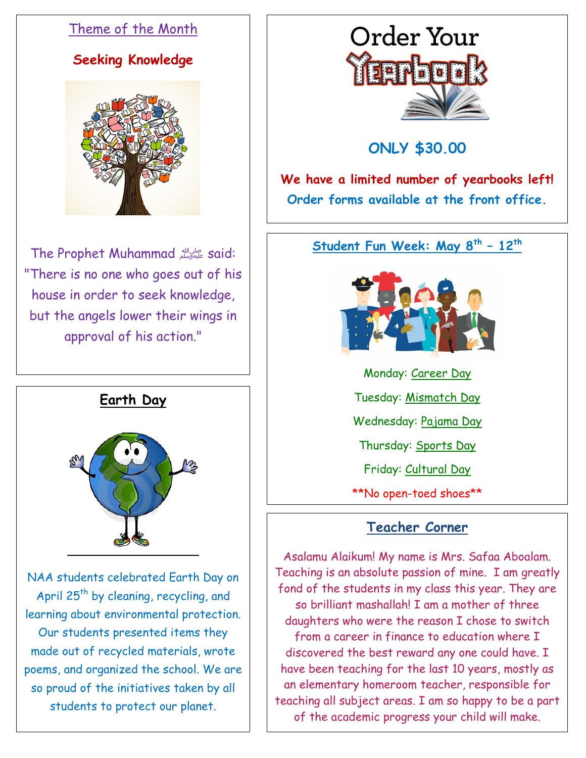## Theme of the Month

**Seeking Knowledge**

The Prophet Muhammad ﷺ said: "There is no one who goes out of his house in order to seek knowledge, but the angels lower their wings in approval of his action."

## Earth Day

NAA students celebrated Earth Day on April 25th by cleaning, recycling, and learning about environmental protection. Our students presented items they made out of recycled materials, wrote poems, and organized the school. We are so proud of the initiatives taken by all students to protect our planet.

## Order Your Yearbook

**ONLY $30.00**

**We have a limited number of yearbooks left!**

**Order forms available at the front office.**

## Student Fun Week: May 8th – 12th

Monday: Career Day

Tuesday: Mismatch Day

Wednesday: Pajama Day

Thursday: Sports Day

Friday: Cultural Day

**No open-toed shoes**

## Teacher Corner

Asalamu Alaikum! My name is Mrs. Safaa Aboalam. Teaching is an absolute passion of mine. I am greatly fond of the students in my class this year. They are so brilliant mashallah! I am a mother of three daughters who were the reason I chose to switch from a career in finance to education where I discovered the best reward any one could have. I have been teaching for the last 10 years, mostly as an elementary homeroom teacher, responsible for teaching all subject areas. I am so happy to be a part of the academic progress your child will make.